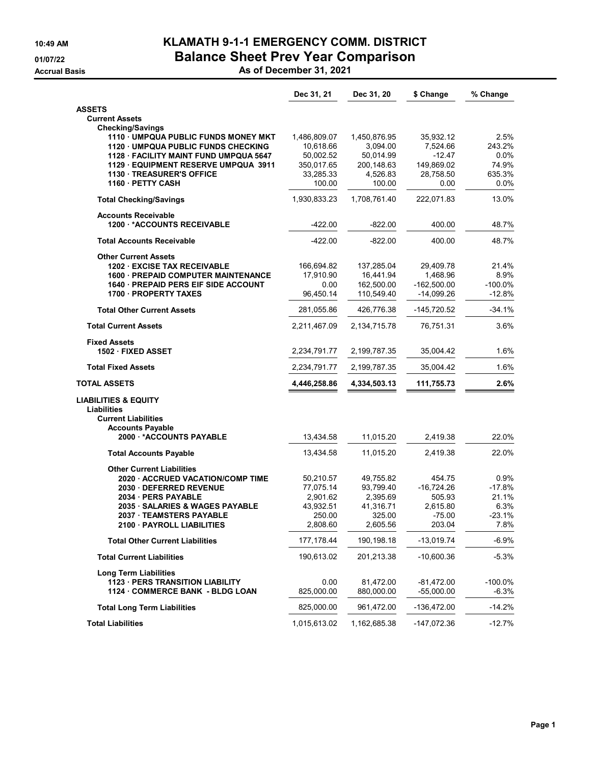# KLAMATH 9-1-1 EMERGENCY COMM. DISTRICT

## Balance Sheet Prev Year Comparison

10:49 AM
01/07/22
Accrual Basis

**As of December 31, 2021**

| | Dec 31, 21 | Dec 31, 20 | $ Change | % Change |
|---|---|---|---|---|
| **ASSETS** | | | | |
| **Current Assets** | | | | |
| **Checking/Savings** | | | | |
| **1110 · UMPQUA PUBLIC FUNDS MONEY MKT** | 1,486,809.07 | 1,450,876.95 | 35,932.12 | 2.5% |
| **1120 · UMPQUA PUBLIC FUNDS CHECKING** | 10,618.66 | 3,094.00 | 7,524.66 | 243.2% |
| **1128 · FACILITY MAINT FUND UMPQUA 5647** | 50,002.52 | 50,014.99 | -12.47 | 0.0% |
| **1129 · EQUIPMENT RESERVE UMPQUA 3911** | 350,017.65 | 200,148.63 | 149,869.02 | 74.9% |
| **1130 · TREASURER'S OFFICE** | 33,285.33 | 4,526.83 | 28,758.50 | 635.3% |
| **1160 · PETTY CASH** | 100.00 | 100.00 | 0.00 | 0.0% |
| **Total Checking/Savings** | 1,930,833.23 | 1,708,761.40 | 222,071.83 | 13.0% |
| **Accounts Receivable** | | | | |
| **1200 · *ACCOUNTS RECEIVABLE** | -422.00 | -822.00 | 400.00 | 48.7% |
| **Total Accounts Receivable** | -422.00 | -822.00 | 400.00 | 48.7% |
| **Other Current Assets** | | | | |
| **1202 · EXCISE TAX RECEIVABLE** | 166,694.82 | 137,285.04 | 29,409.78 | 21.4% |
| **1600 · PREPAID COMPUTER MAINTENANCE** | 17,910.90 | 16,441.94 | 1,468.96 | 8.9% |
| **1640 · PREPAID PERS EIF SIDE ACCOUNT** | 0.00 | 162,500.00 | -162,500.00 | -100.0% |
| **1700 · PROPERTY TAXES** | 96,450.14 | 110,549.40 | -14,099.26 | -12.8% |
| **Total Other Current Assets** | 281,055.86 | 426,776.38 | -145,720.52 | -34.1% |
| **Total Current Assets** | 2,211,467.09 | 2,134,715.78 | 76,751.31 | 3.6% |
| **Fixed Assets** | | | | |
| **1502 · FIXED ASSET** | 2,234,791.77 | 2,199,787.35 | 35,004.42 | 1.6% |
| **Total Fixed Assets** | 2,234,791.77 | 2,199,787.35 | 35,004.42 | 1.6% |
| **TOTAL ASSETS** | **4,446,258.86** | **4,334,503.13** | **111,755.73** | **2.6%** |
| **LIABILITIES & EQUITY** | | | | |
| **Liabilities** | | | | |
| **Current Liabilities** | | | | |
| **Accounts Payable** | | | | |
| **2000 · *ACCOUNTS PAYABLE** | 13,434.58 | 11,015.20 | 2,419.38 | 22.0% |
| **Total Accounts Payable** | 13,434.58 | 11,015.20 | 2,419.38 | 22.0% |
| **Other Current Liabilities** | | | | |
| **2020 · ACCRUED VACATION/COMP TIME** | 50,210.57 | 49,755.82 | 454.75 | 0.9% |
| **2030 · DEFERRED REVENUE** | 77,075.14 | 93,799.40 | -16,724.26 | -17.8% |
| **2034 · PERS PAYABLE** | 2,901.62 | 2,395.69 | 505.93 | 21.1% |
| **2035 · SALARIES & WAGES PAYABLE** | 43,932.51 | 41,316.71 | 2,615.80 | 6.3% |
| **2037 · TEAMSTERS PAYABLE** | 250.00 | 325.00 | -75.00 | -23.1% |
| **2100 · PAYROLL LIABILITIES** | 2,808.60 | 2,605.56 | 203.04 | 7.8% |
| **Total Other Current Liabilities** | 177,178.44 | 190,198.18 | -13,019.74 | -6.9% |
| **Total Current Liabilities** | 190,613.02 | 201,213.38 | -10,600.36 | -5.3% |
| **Long Term Liabilities** | | | | |
| **1123 · PERS TRANSITION LIABILITY** | 0.00 | 81,472.00 | -81,472.00 | -100.0% |
| **1124 · COMMERCE BANK - BLDG LOAN** | 825,000.00 | 880,000.00 | -55,000.00 | -6.3% |
| **Total Long Term Liabilities** | 825,000.00 | 961,472.00 | -136,472.00 | -14.2% |
| **Total Liabilities** | 1,015,613.02 | 1,162,685.38 | -147,072.36 | -12.7% |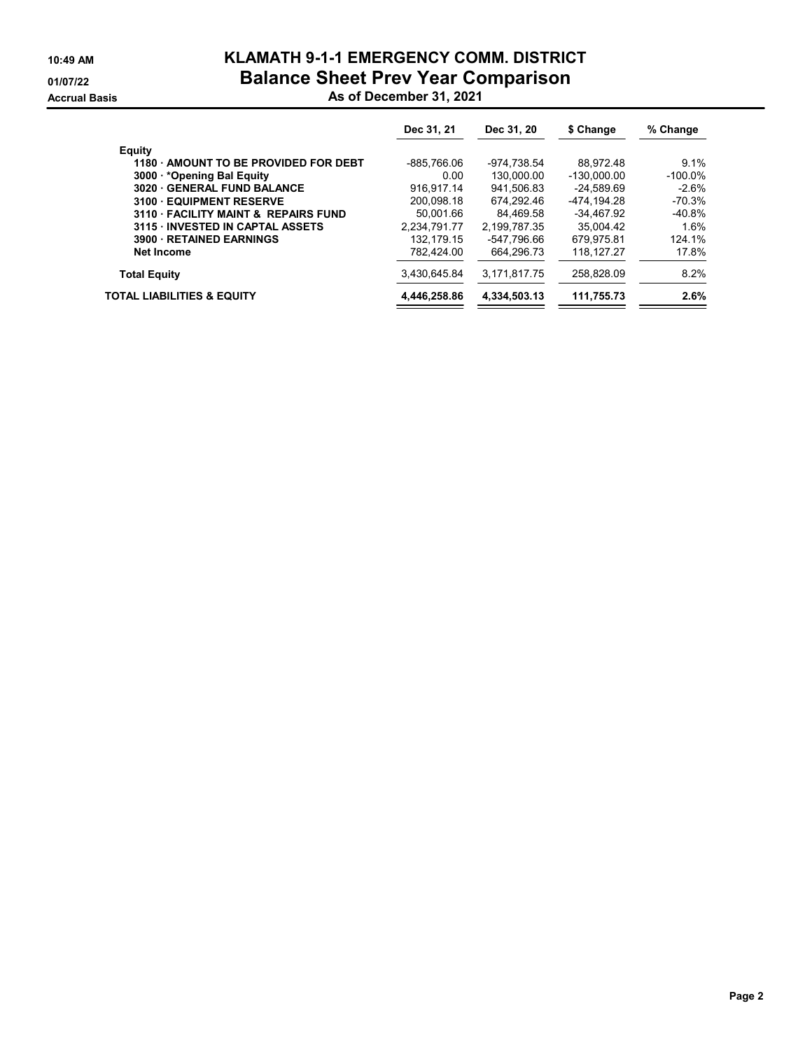# KLAMATH 9-1-1 EMERGENCY COMM. DISTRICT

## Balance Sheet Prev Year Comparison

### As of December 31, 2021

10:49 AM
01/07/22
Accrual Basis

| | Dec 31, 21 | Dec 31, 20 | $ Change | % Change |
|---|---|---|---|---|
| **Equity** | | | | |
| **1180 · AMOUNT TO BE PROVIDED FOR DEBT** | -885,766.06 | -974,738.54 | 88,972.48 | 9.1% |
| **3000 · *Opening Bal Equity** | 0.00 | 130,000.00 | -130,000.00 | -100.0% |
| **3020 · GENERAL FUND BALANCE** | 916,917.14 | 941,506.83 | -24,589.69 | -2.6% |
| **3100 · EQUIPMENT RESERVE** | 200,098.18 | 674,292.46 | -474,194.28 | -70.3% |
| **3110 · FACILITY MAINT & REPAIRS FUND** | 50,001.66 | 84,469.58 | -34,467.92 | -40.8% |
| **3115 · INVESTED IN CAPTAL ASSETS** | 2,234,791.77 | 2,199,787.35 | 35,004.42 | 1.6% |
| **3900 · RETAINED EARNINGS** | 132,179.15 | -547,796.66 | 679,975.81 | 124.1% |
| **Net Income** | 782,424.00 | 664,296.73 | 118,127.27 | 17.8% |
| **Total Equity** | 3,430,645.84 | 3,171,817.75 | 258,828.09 | 8.2% |
| **TOTAL LIABILITIES & EQUITY** | **4,446,258.86** | **4,334,503.13** | **111,755.73** | **2.6%** |